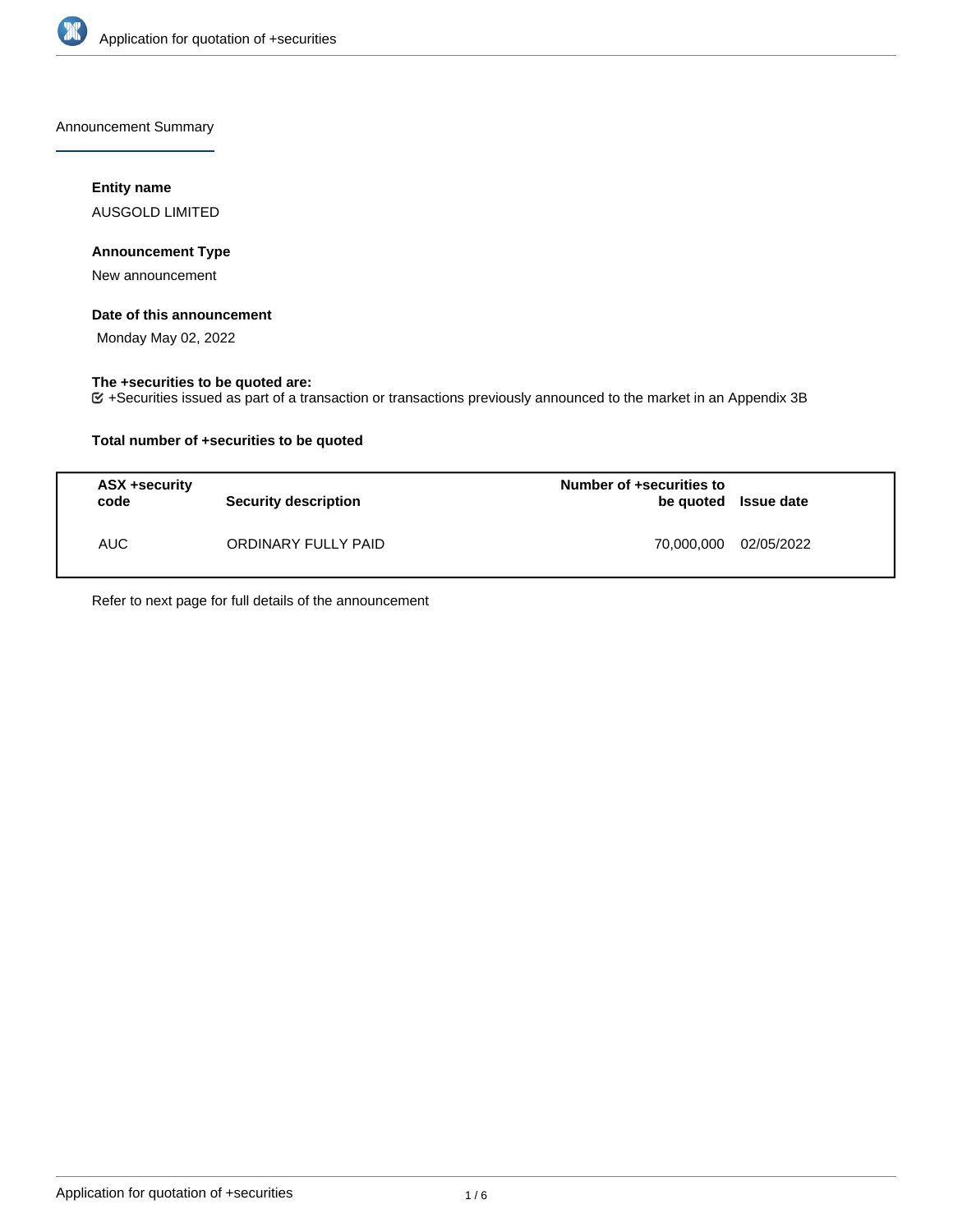Announcement Summary

**Entity name**

AUSGOLD LIMITED

**Announcement Type**

New announcement

**Date of this announcement**

Monday May 02, 2022

**The +securities to be quoted are:**

+Securities issued as part of a transaction or transactions previously announced to the market in an Appendix 3B

**Total number of +securities to be quoted**

| ASX +security code | Security description | Number of +securities to be quoted | Issue date |
| --- | --- | --- | --- |
| AUC | ORDINARY FULLY PAID | 70,000,000 | 02/05/2022 |

Refer to next page for full details of the announcement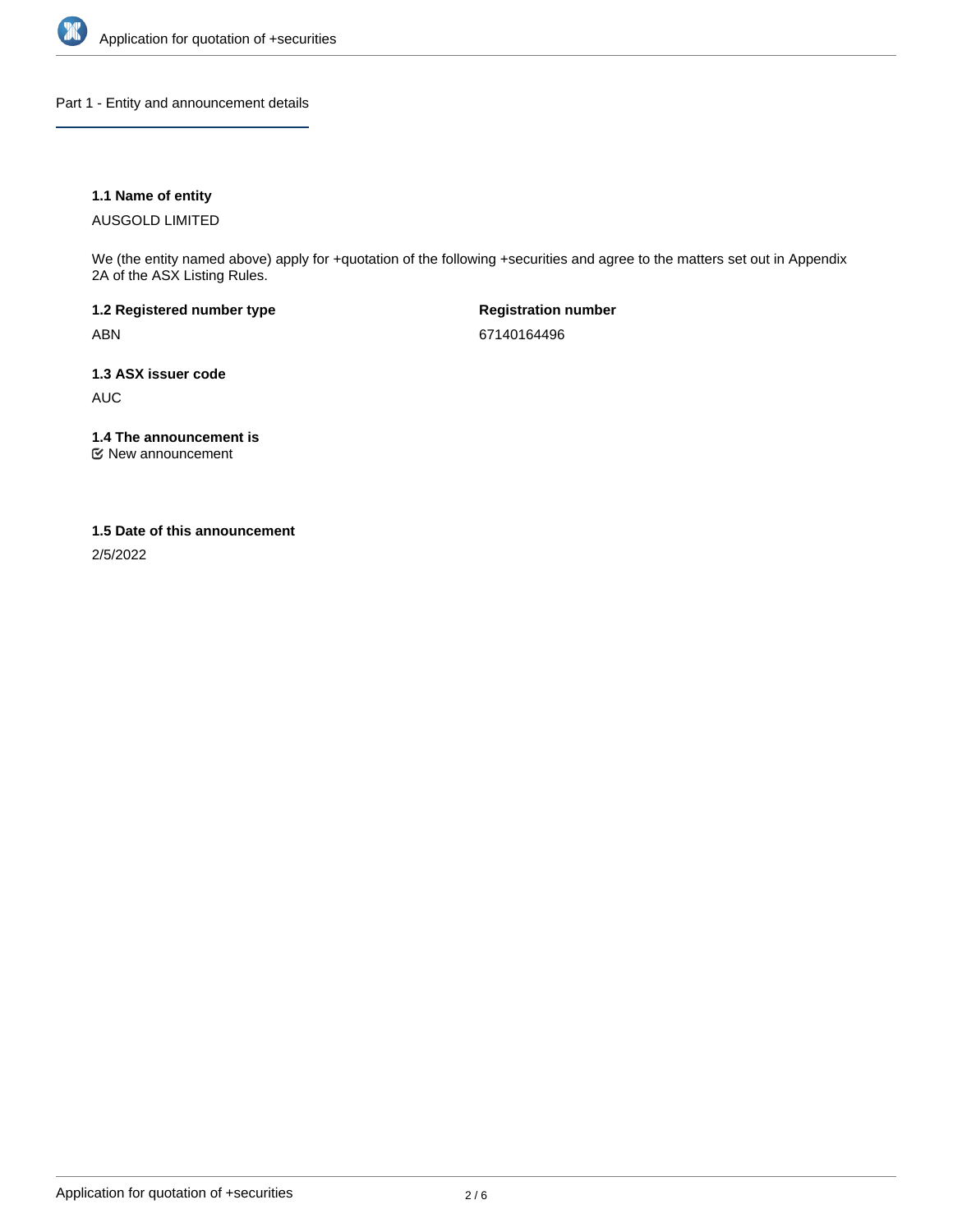## Part 1 - Entity and announcement details

**1.1 Name of entity**

AUSGOLD LIMITED

We (the entity named above) apply for +quotation of the following +securities and agree to the matters set out in Appendix 2A of the ASX Listing Rules.

**1.2 Registered number type**

ABN

**Registration number**

67140164496

**1.3 ASX issuer code**

AUC

**1.4 The announcement is**

☑ New announcement

**1.5 Date of this announcement**

2/5/2022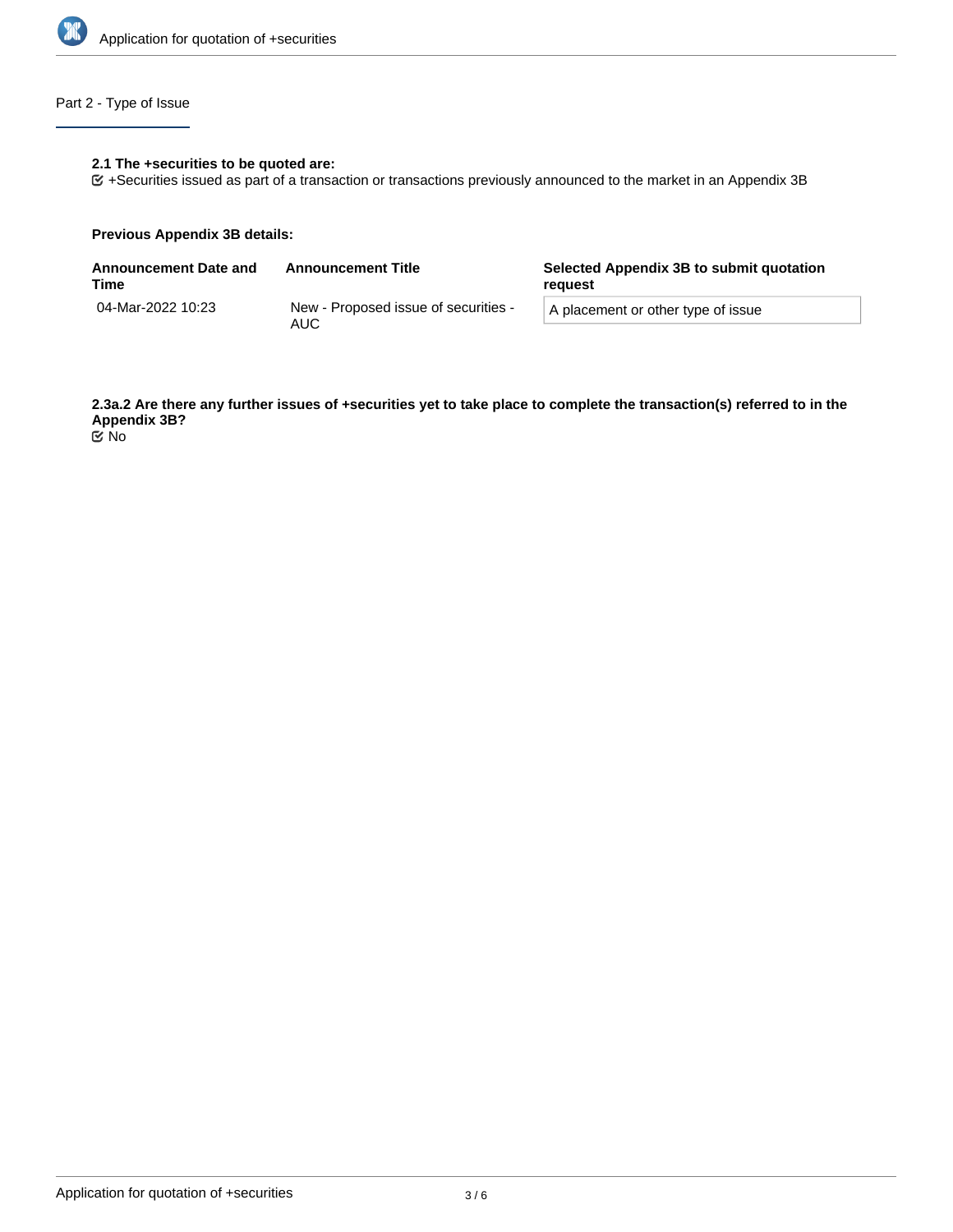## Part 2 - Type of Issue

**2.1 The +securities to be quoted are:**

+Securities issued as part of a transaction or transactions previously announced to the market in an Appendix 3B

**Previous Appendix 3B details:**

| Announcement Date and Time | Announcement Title | Selected Appendix 3B to submit quotation request |
| --- | --- | --- |
| 04-Mar-2022 10:23 | New - Proposed issue of securities - AUC | A placement or other type of issue |

**2.3a.2 Are there any further issues of +securities yet to take place to complete the transaction(s) referred to in the Appendix 3B?**

No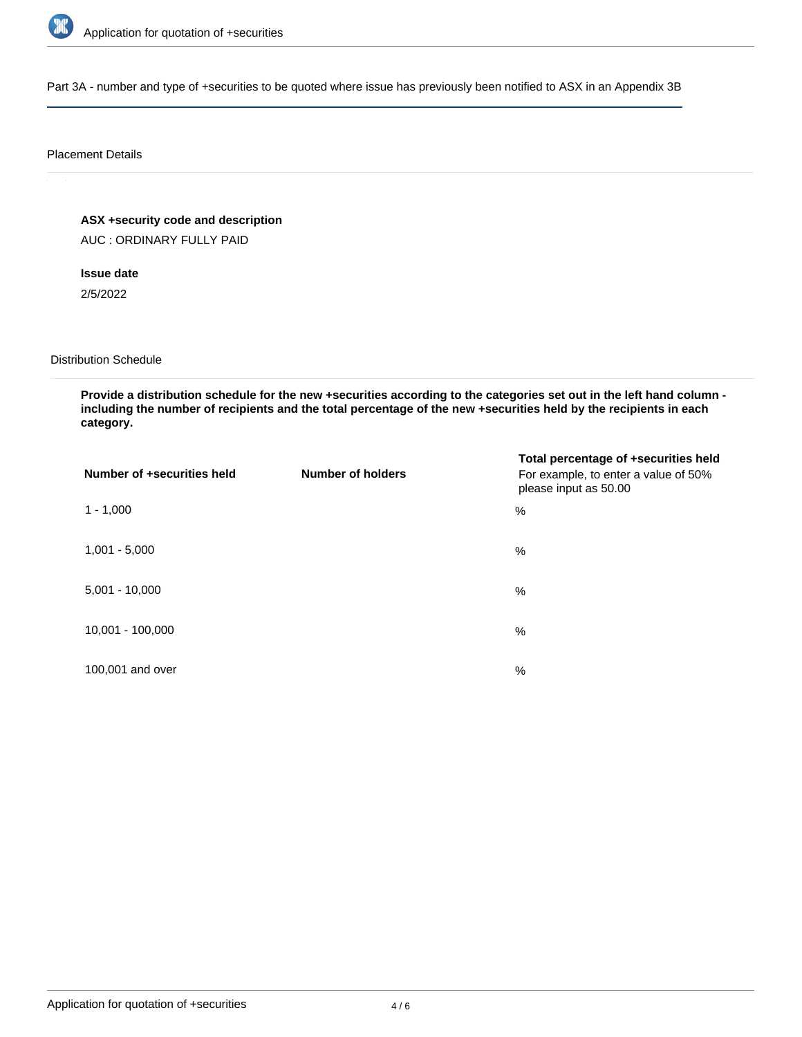## Part 3A - number and type of +securities to be quoted where issue has previously been notified to ASX in an Appendix 3B

### Placement Details

**ASX +security code and description**

AUC : ORDINARY FULLY PAID

**Issue date**

2/5/2022

### Distribution Schedule

**Provide a distribution schedule for the new +securities according to the categories set out in the left hand column - including the number of recipients and the total percentage of the new +securities held by the recipients in each category.**

| Number of +securities held | Number of holders | Total percentage of +securities held<br>For example, to enter a value of 50% please input as 50.00 |
|---|---|---|
| 1 - 1,000 | | % |
| 1,001 - 5,000 | | % |
| 5,001 - 10,000 | | % |
| 10,001 - 100,000 | | % |
| 100,001 and over | | % |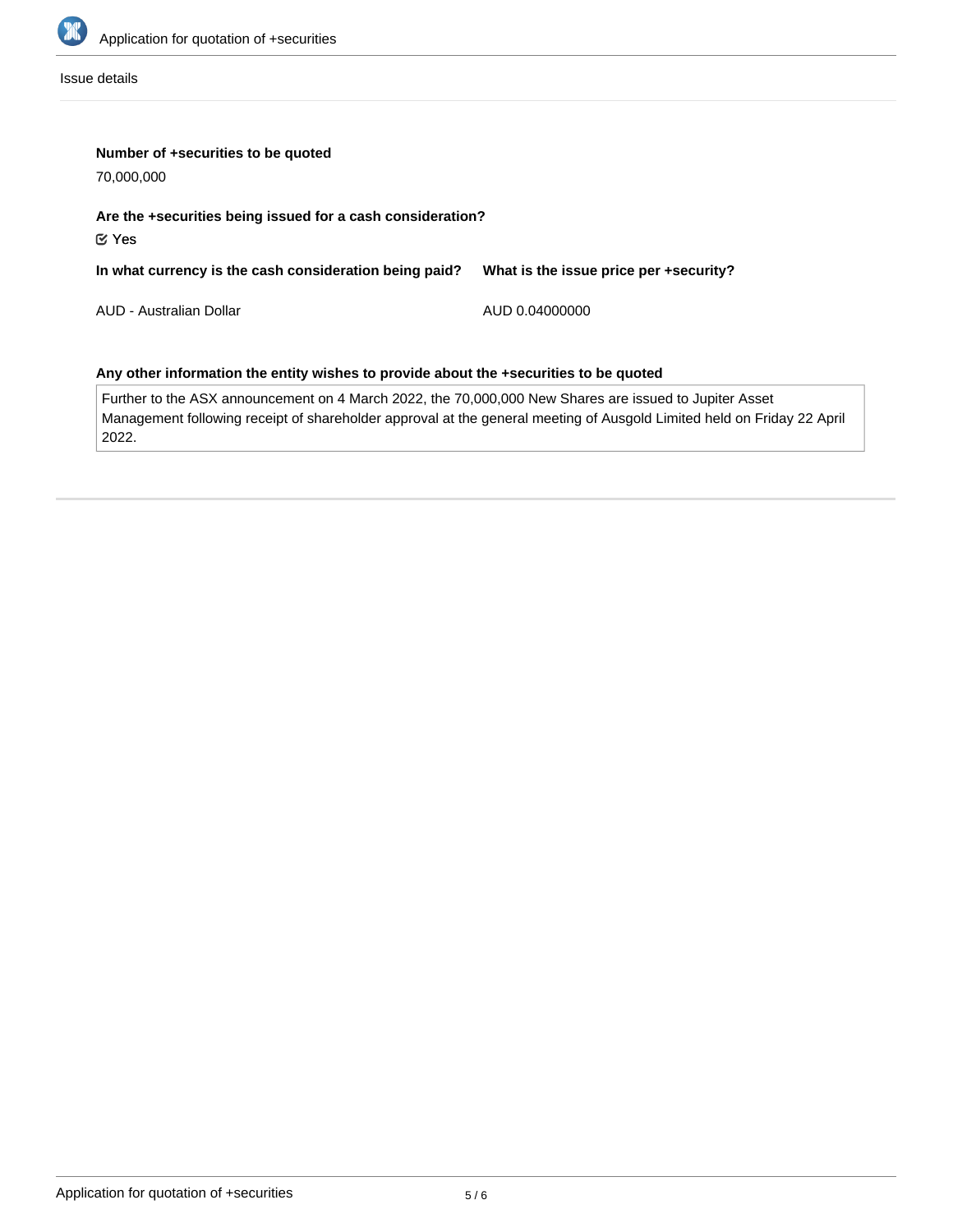Issue details

**Number of +securities to be quoted**

70,000,000

**Are the +securities being issued for a cash consideration?**

☑ Yes

**In what currency is the cash consideration being paid?**

AUD - Australian Dollar

**What is the issue price per +security?**

AUD 0.04000000

**Any other information the entity wishes to provide about the +securities to be quoted**

Further to the ASX announcement on 4 March 2022, the 70,000,000 New Shares are issued to Jupiter Asset Management following receipt of shareholder approval at the general meeting of Ausgold Limited held on Friday 22 April 2022.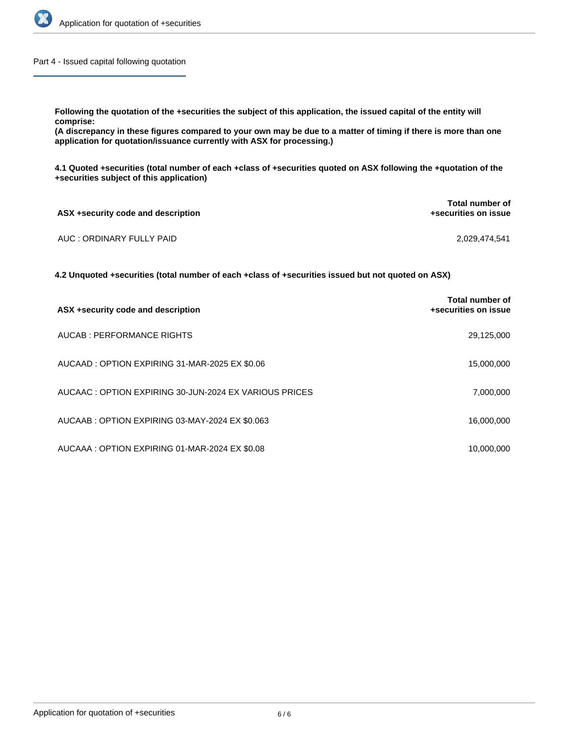## Part 4 - Issued capital following quotation

**Following the quotation of the +securities the subject of this application, the issued capital of the entity will comprise:**
**(A discrepancy in these figures compared to your own may be due to a matter of timing if there is more than one application for quotation/issuance currently with ASX for processing.)**

**4.1 Quoted +securities (total number of each +class of +securities quoted on ASX following the +quotation of the +securities subject of this application)**

| ASX +security code and description | Total number of +securities on issue |
|---|---|
| AUC : ORDINARY FULLY PAID | 2,029,474,541 |

**4.2 Unquoted +securities (total number of each +class of +securities issued but not quoted on ASX)**

| ASX +security code and description | Total number of +securities on issue |
|---|---|
| AUCAB : PERFORMANCE RIGHTS | 29,125,000 |
| AUCAAD : OPTION EXPIRING 31-MAR-2025 EX $0.06 | 15,000,000 |
| AUCAAC : OPTION EXPIRING 30-JUN-2024 EX VARIOUS PRICES | 7,000,000 |
| AUCAAB : OPTION EXPIRING 03-MAY-2024 EX $0.063 | 16,000,000 |
| AUCAAA : OPTION EXPIRING 01-MAR-2024 EX $0.08 | 10,000,000 |